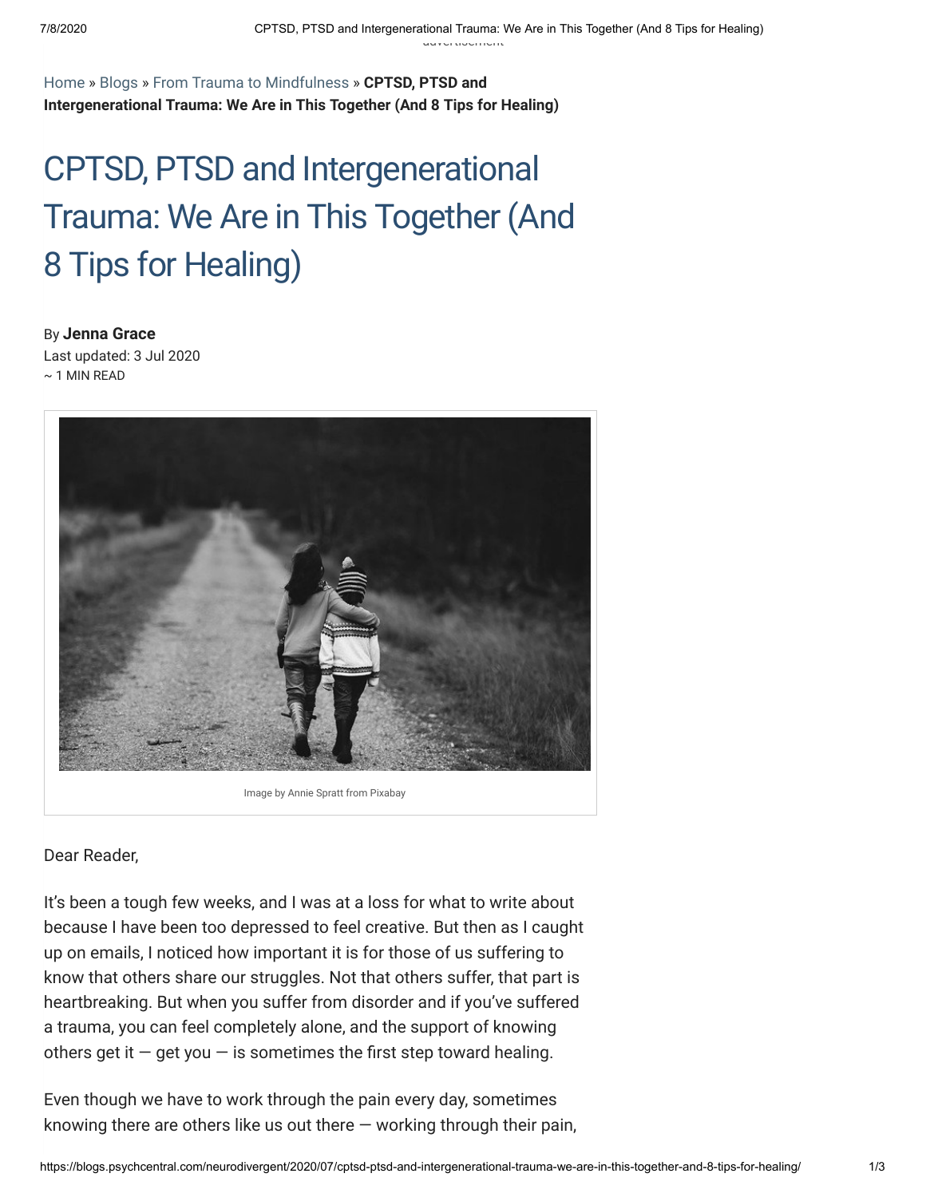Home » Blogs » From Trauma to Mindfulness » **CPTSD, PTSD and Intergenerational Trauma: We Are in This Together (And 8 Tips for Healing)**

# CPTSD, PTSD and Intergenerational Trauma: We Are in This Together (And 8 Tips for Healing)

By **Jenna Grace**
Last updated: 3 Jul 2020
~ 1 MIN READ

Image by Annie Spratt from Pixabay

Dear Reader,

It's been a tough few weeks, and I was at a loss for what to write about because I have been too depressed to feel creative. But then as I caught up on emails, I noticed how important it is for those of us suffering to know that others share our struggles. Not that others suffer, that part is heartbreaking. But when you suffer from disorder and if you've suffered a trauma, you can feel completely alone, and the support of knowing others get it — get you — is sometimes the first step toward healing.

Even though we have to work through the pain every day, sometimes knowing there are others like us out there — working through their pain,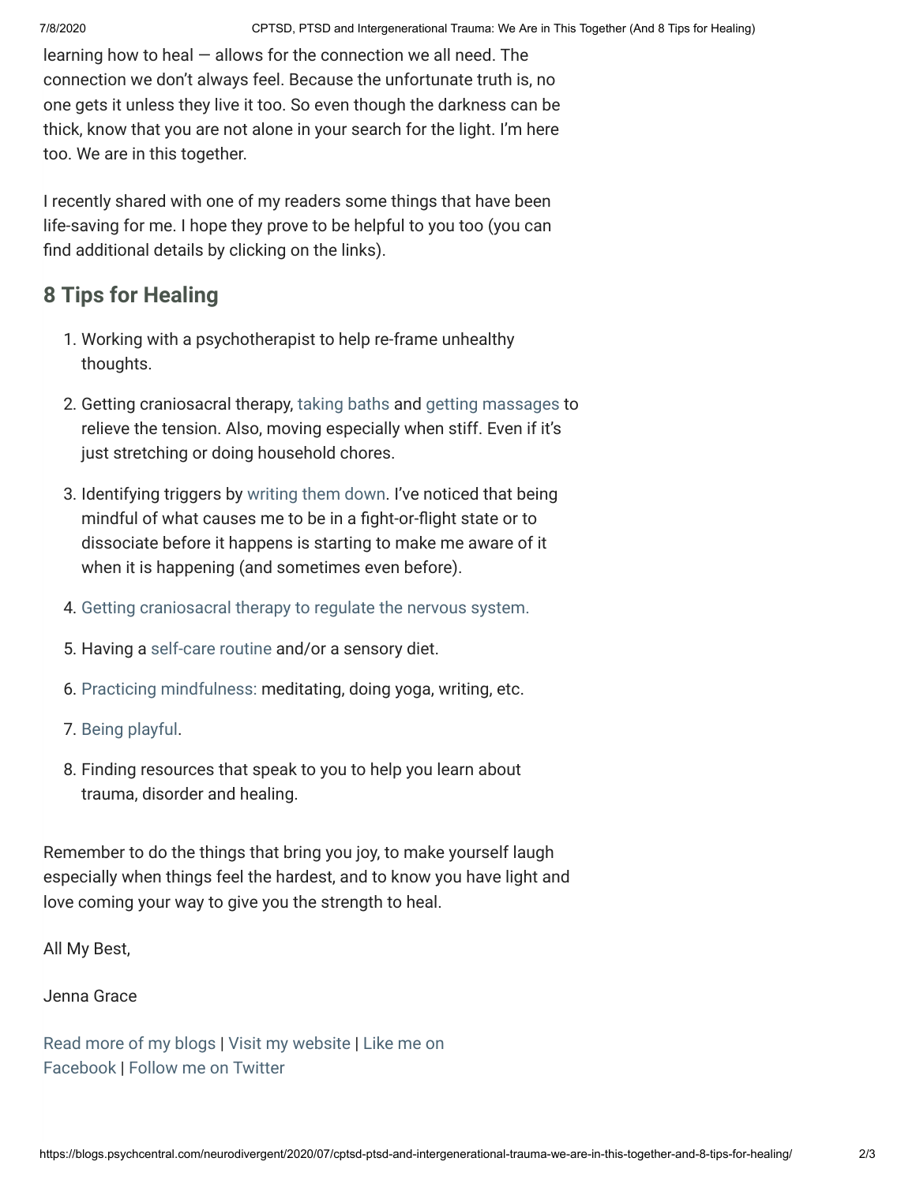learning how to heal — allows for the connection we all need. The connection we don't always feel. Because the unfortunate truth is, no one gets it unless they live it too. So even though the darkness can be thick, know that you are not alone in your search for the light. I'm here too. We are in this together.

I recently shared with one of my readers some things that have been life-saving for me. I hope they prove to be helpful to you too (you can find additional details by clicking on the links).

## 8 Tips for Healing

1. Working with a psychotherapist to help re-frame unhealthy thoughts.
2. Getting craniosacral therapy, taking baths and getting massages to relieve the tension. Also, moving especially when stiff. Even if it's just stretching or doing household chores.
3. Identifying triggers by writing them down. I've noticed that being mindful of what causes me to be in a fight-or-flight state or to dissociate before it happens is starting to make me aware of it when it is happening (and sometimes even before).
4. Getting craniosacral therapy to regulate the nervous system.
5. Having a self-care routine and/or a sensory diet.
6. Practicing mindfulness: meditating, doing yoga, writing, etc.
7. Being playful.
8. Finding resources that speak to you to help you learn about trauma, disorder and healing.

Remember to do the things that bring you joy, to make yourself laugh especially when things feel the hardest, and to know you have light and love coming your way to give you the strength to heal.

All My Best,

Jenna Grace

Read more of my blogs | Visit my website | Like me on Facebook | Follow me on Twitter